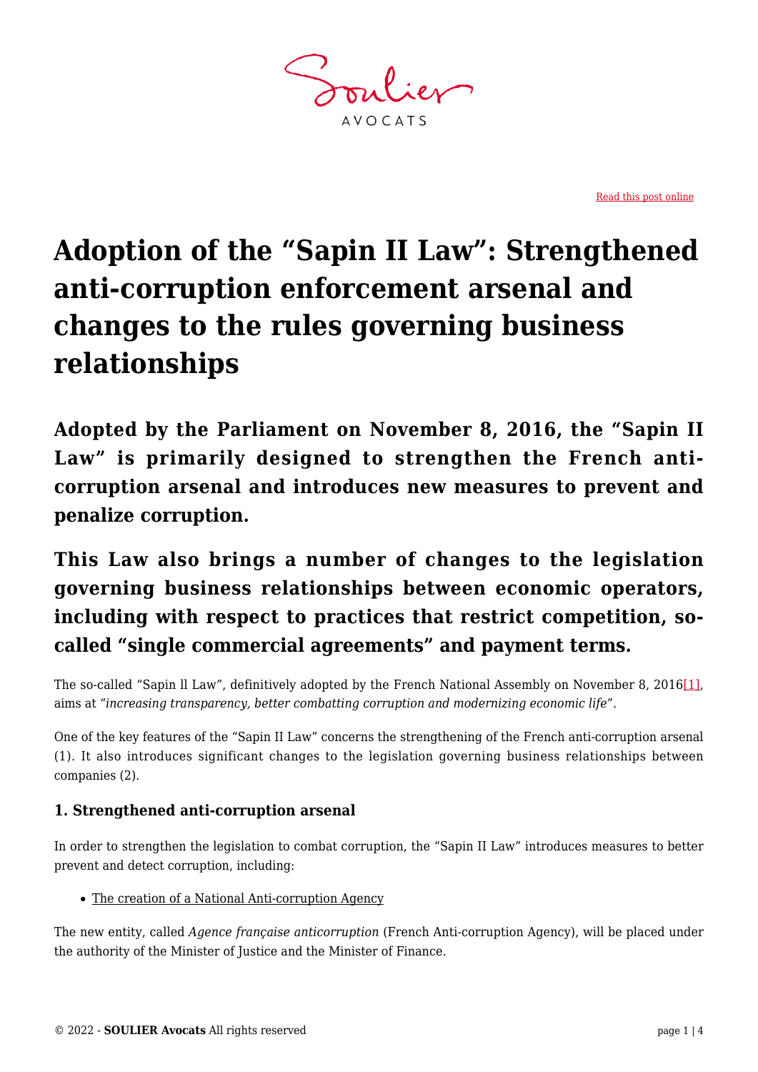Read this post online

# Adoption of the "Sapin II Law": Strengthened anti-corruption enforcement arsenal and changes to the rules governing business relationships

## Adopted by the Parliament on November 8, 2016, the "Sapin II Law" is primarily designed to strengthen the French anti-corruption arsenal and introduces new measures to prevent and penalize corruption.

## This Law also brings a number of changes to the legislation governing business relationships between economic operators, including with respect to practices that restrict competition, so-called "single commercial agreements" and payment terms.

The so-called "Sapin ll Law", definitively adopted by the French National Assembly on November 8, 2016[1], aims at "*increasing transparency, better combatting corruption and modernizing economic life*".

One of the key features of the "Sapin II Law" concerns the strengthening of the French anti-corruption arsenal (1). It also introduces significant changes to the legislation governing business relationships between companies (2).

### 1. Strengthened anti-corruption arsenal

In order to strengthen the legislation to combat corruption, the "Sapin II Law" introduces measures to better prevent and detect corruption, including:

- The creation of a National Anti-corruption Agency

The new entity, called *Agence française anticorruption* (French Anti-corruption Agency), will be placed under the authority of the Minister of Justice and the Minister of Finance.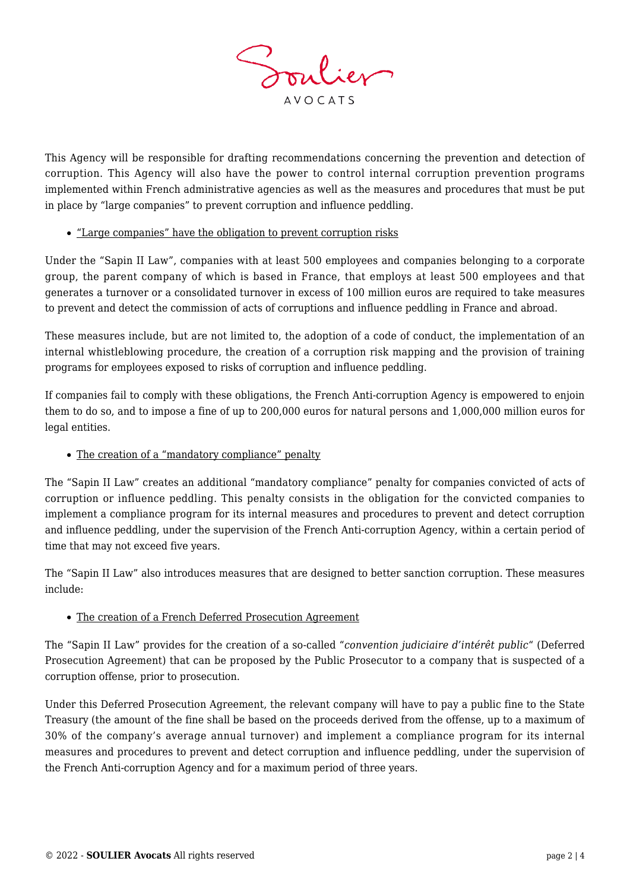This Agency will be responsible for drafting recommendations concerning the prevention and detection of corruption. This Agency will also have the power to control internal corruption prevention programs implemented within French administrative agencies as well as the measures and procedures that must be put in place by "large companies" to prevent corruption and influence peddling.

- "Large companies" have the obligation to prevent corruption risks

Under the "Sapin II Law", companies with at least 500 employees and companies belonging to a corporate group, the parent company of which is based in France, that employs at least 500 employees and that generates a turnover or a consolidated turnover in excess of 100 million euros are required to take measures to prevent and detect the commission of acts of corruptions and influence peddling in France and abroad.

These measures include, but are not limited to, the adoption of a code of conduct, the implementation of an internal whistleblowing procedure, the creation of a corruption risk mapping and the provision of training programs for employees exposed to risks of corruption and influence peddling.

If companies fail to comply with these obligations, the French Anti-corruption Agency is empowered to enjoin them to do so, and to impose a fine of up to 200,000 euros for natural persons and 1,000,000 million euros for legal entities.

- The creation of a "mandatory compliance" penalty

The "Sapin II Law" creates an additional "mandatory compliance" penalty for companies convicted of acts of corruption or influence peddling. This penalty consists in the obligation for the convicted companies to implement a compliance program for its internal measures and procedures to prevent and detect corruption and influence peddling, under the supervision of the French Anti-corruption Agency, within a certain period of time that may not exceed five years.

The "Sapin II Law" also introduces measures that are designed to better sanction corruption. These measures include:

- The creation of a French Deferred Prosecution Agreement

The "Sapin II Law" provides for the creation of a so-called "*convention judiciaire d'intérêt public*" (Deferred Prosecution Agreement) that can be proposed by the Public Prosecutor to a company that is suspected of a corruption offense, prior to prosecution.

Under this Deferred Prosecution Agreement, the relevant company will have to pay a public fine to the State Treasury (the amount of the fine shall be based on the proceeds derived from the offense, up to a maximum of 30% of the company's average annual turnover) and implement a compliance program for its internal measures and procedures to prevent and detect corruption and influence peddling, under the supervision of the French Anti-corruption Agency and for a maximum period of three years.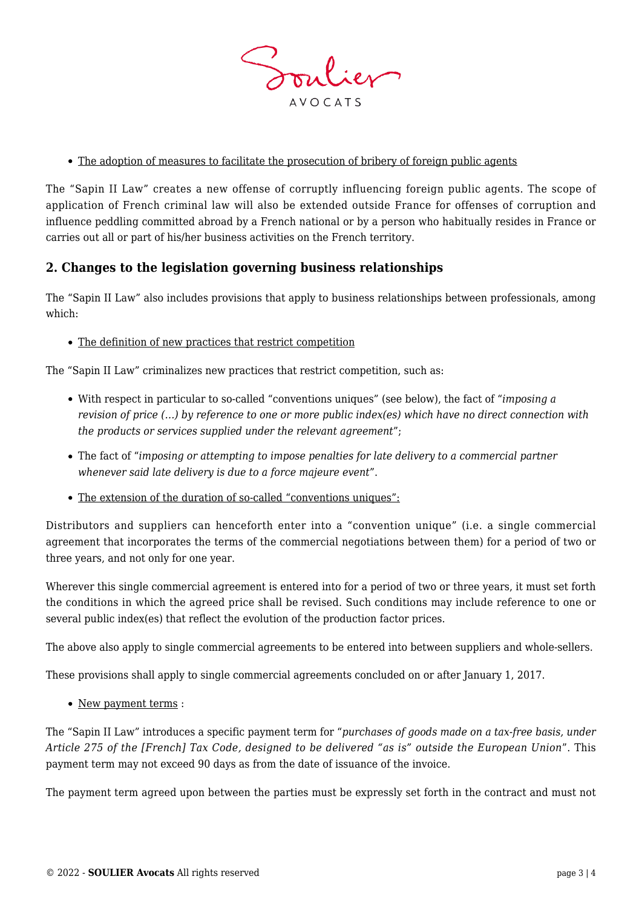- The adoption of measures to facilitate the prosecution of bribery of foreign public agents

The "Sapin II Law" creates a new offense of corruptly influencing foreign public agents. The scope of application of French criminal law will also be extended outside France for offenses of corruption and influence peddling committed abroad by a French national or by a person who habitually resides in France or carries out all or part of his/her business activities on the French territory.

## 2. Changes to the legislation governing business relationships

The "Sapin II Law" also includes provisions that apply to business relationships between professionals, among which:

- The definition of new practices that restrict competition

The "Sapin II Law" criminalizes new practices that restrict competition, such as:

- With respect in particular to so-called "conventions uniques" (see below), the fact of "*imposing a revision of price (…) by reference to one or more public index(es) which have no direct connection with the products or services supplied under the relevant agreement*";
- The fact of "*imposing or attempting to impose penalties for late delivery to a commercial partner whenever said late delivery is due to a force majeure event*".

- The extension of the duration of so-called "conventions uniques":

Distributors and suppliers can henceforth enter into a "convention unique" (i.e. a single commercial agreement that incorporates the terms of the commercial negotiations between them) for a period of two or three years, and not only for one year.

Wherever this single commercial agreement is entered into for a period of two or three years, it must set forth the conditions in which the agreed price shall be revised. Such conditions may include reference to one or several public index(es) that reflect the evolution of the production factor prices.

The above also apply to single commercial agreements to be entered into between suppliers and whole-sellers.

These provisions shall apply to single commercial agreements concluded on or after January 1, 2017.

- New payment terms :

The "Sapin II Law" introduces a specific payment term for "*purchases of goods made on a tax-free basis, under Article 275 of the [French] Tax Code, designed to be delivered "as is" outside the European Union*". This payment term may not exceed 90 days as from the date of issuance of the invoice.

The payment term agreed upon between the parties must be expressly set forth in the contract and must not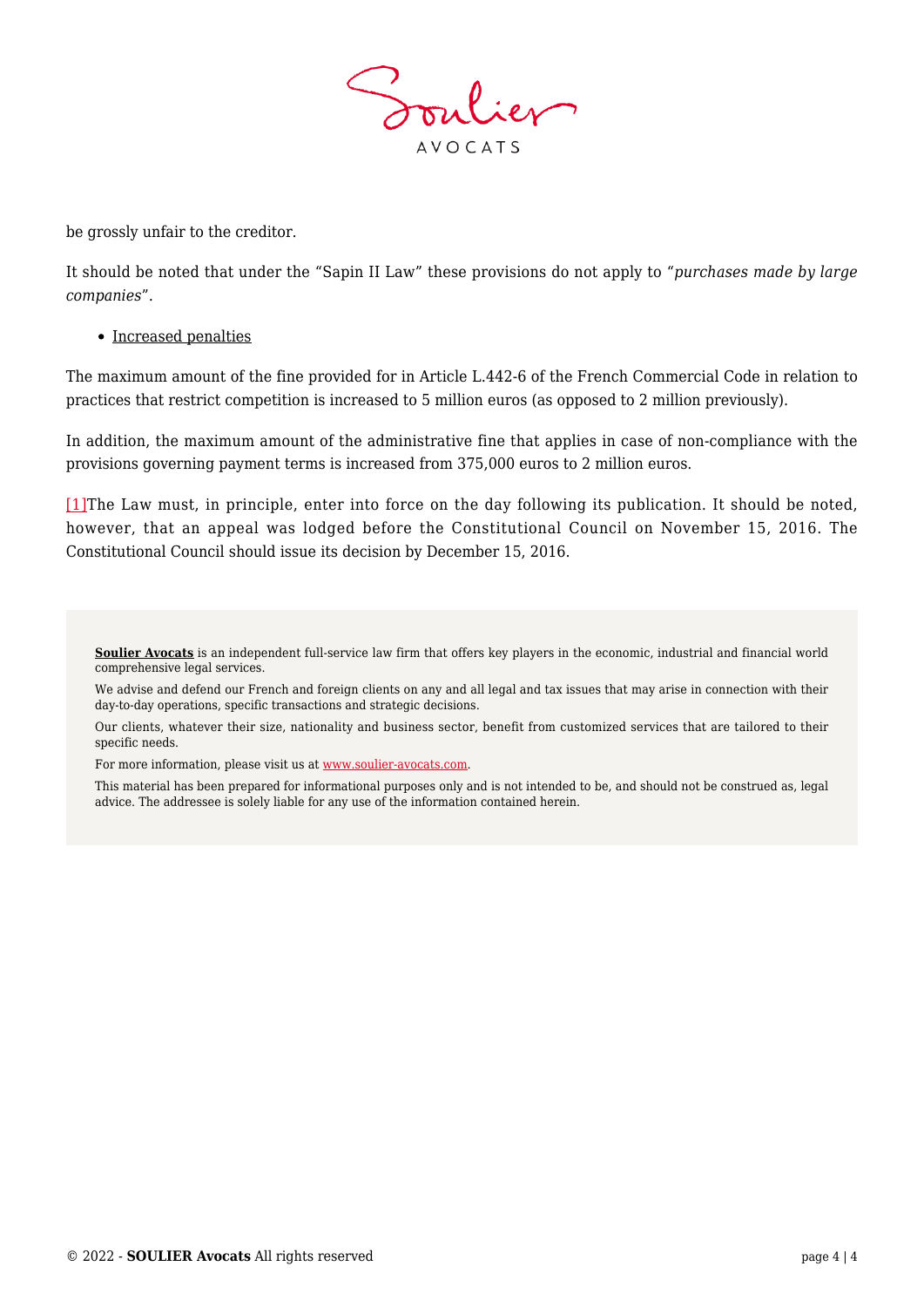be grossly unfair to the creditor.

It should be noted that under the "Sapin II Law" these provisions do not apply to "*purchases made by large companies*".

- Increased penalties

The maximum amount of the fine provided for in Article L.442-6 of the French Commercial Code in relation to practices that restrict competition is increased to 5 million euros (as opposed to 2 million previously).

In addition, the maximum amount of the administrative fine that applies in case of non-compliance with the provisions governing payment terms is increased from 375,000 euros to 2 million euros.

[1]The Law must, in principle, enter into force on the day following its publication. It should be noted, however, that an appeal was lodged before the Constitutional Council on November 15, 2016. The Constitutional Council should issue its decision by December 15, 2016.

**Soulier Avocats** is an independent full-service law firm that offers key players in the economic, industrial and financial world comprehensive legal services.

We advise and defend our French and foreign clients on any and all legal and tax issues that may arise in connection with their day-to-day operations, specific transactions and strategic decisions.

Our clients, whatever their size, nationality and business sector, benefit from customized services that are tailored to their specific needs.

For more information, please visit us at www.soulier-avocats.com.

This material has been prepared for informational purposes only and is not intended to be, and should not be construed as, legal advice. The addressee is solely liable for any use of the information contained herein.